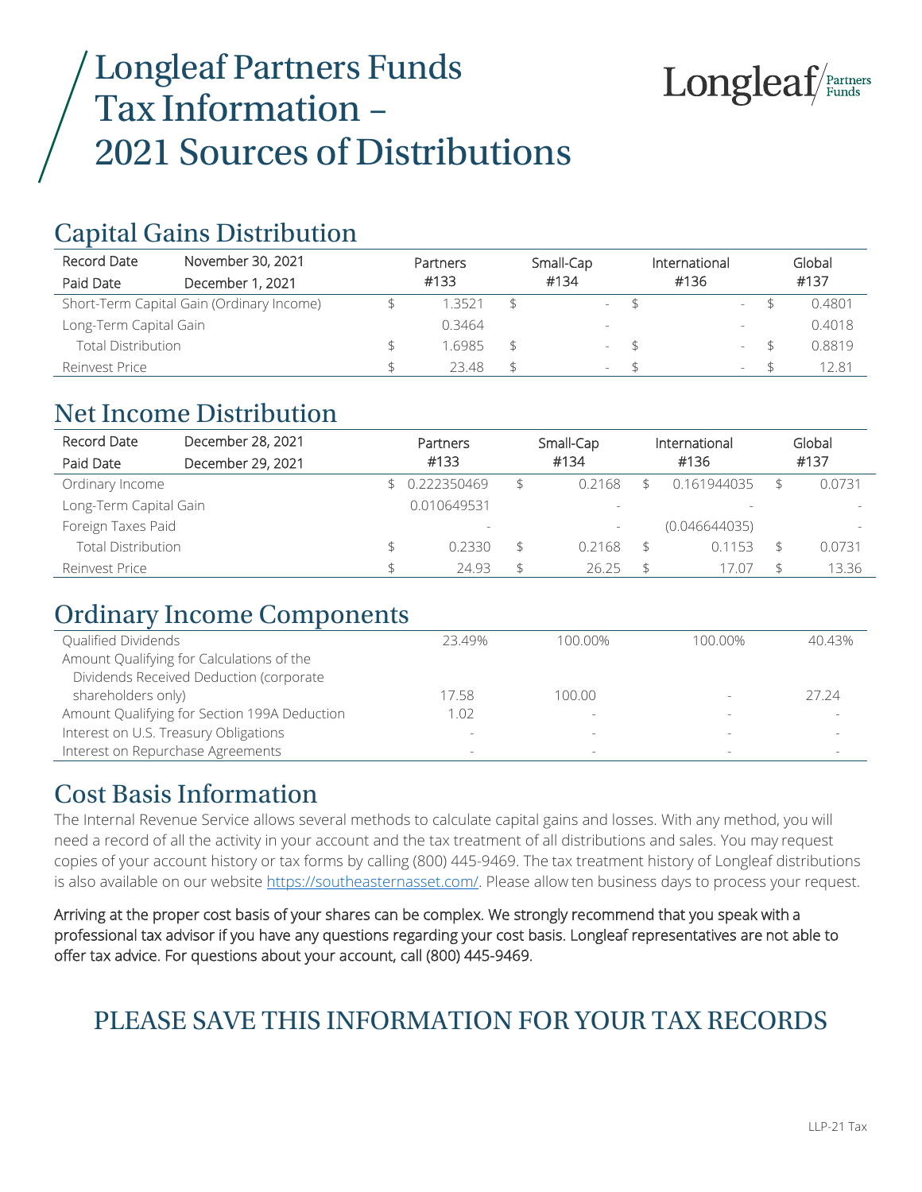# Longleaf Partners Funds Tax Information – 2021 Sources of Distributions

Longleaf Partners Funds

## Capital Gains Distribution

| Record Date November 30, 2021<br>Paid Date December 1, 2021 | Partners #133 | Small-Cap #134 | International #136 | Global #137 |
|---|---|---|---|---|
| Short-Term Capital Gain (Ordinary Income) | $ 1.3521 | $ - | $ - | $ 0.4801 |
| Long-Term Capital Gain | 0.3464 | - | - | 0.4018 |
| Total Distribution | $ 1.6985 | $ - | $ - | $ 0.8819 |
| Reinvest Price | $ 23.48 | $ - | $ - | $ 12.81 |

## Net Income Distribution

| Record Date December 28, 2021<br>Paid Date December 29, 2021 | Partners #133 | Small-Cap #134 | International #136 | Global #137 |
|---|---|---|---|---|
| Ordinary Income | $ 0.222350469 | $ 0.2168 | $ 0.161944035 | $ 0.0731 |
| Long-Term Capital Gain | 0.010649531 | - | - | - |
| Foreign Taxes Paid | - | - | (0.046644035) | - |
| Total Distribution | $ 0.2330 | $ 0.2168 | $ 0.1153 | $ 0.0731 |
| Reinvest Price | $ 24.93 | $ 26.25 | $ 17.07 | $ 13.36 |

## Ordinary Income Components

| | Partners | Small-Cap | International | Global |
|---|---|---|---|---|
| Qualified Dividends | 23.49% | 100.00% | 100.00% | 40.43% |
| Amount Qualifying for Calculations of the Dividends Received Deduction (corporate shareholders only) | 17.58 | 100.00 | - | 27.24 |
| Amount Qualifying for Section 199A Deduction | 1.02 | - | - | - |
| Interest on U.S. Treasury Obligations | - | - | - | - |
| Interest on Repurchase Agreements | - | - | - | - |

## Cost Basis Information

The Internal Revenue Service allows several methods to calculate capital gains and losses. With any method, you will need a record of all the activity in your account and the tax treatment of all distributions and sales. You may request copies of your account history or tax forms by calling (800) 445-9469. The tax treatment history of Longleaf distributions is also available on our website https://southeasternasset.com/. Please allow ten business days to process your request.

Arriving at the proper cost basis of your shares can be complex. We strongly recommend that you speak with a professional tax advisor if you have any questions regarding your cost basis. Longleaf representatives are not able to offer tax advice. For questions about your account, call (800) 445-9469.

## PLEASE SAVE THIS INFORMATION FOR YOUR TAX RECORDS

LLP-21 Tax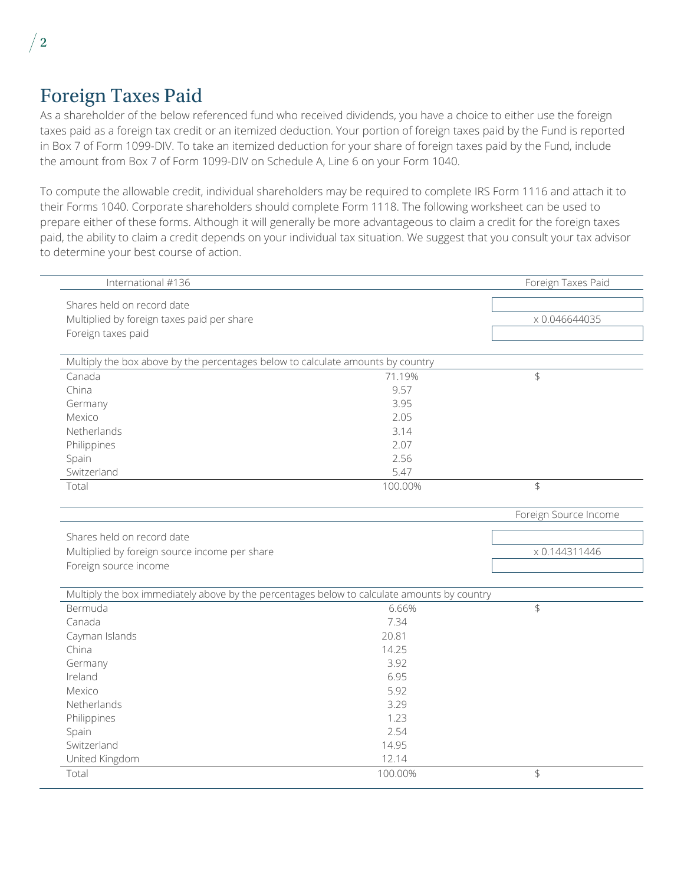# Foreign Taxes Paid

As a shareholder of the below referenced fund who received dividends, you have a choice to either use the foreign taxes paid as a foreign tax credit or an itemized deduction. Your portion of foreign taxes paid by the Fund is reported in Box 7 of Form 1099-DIV. To take an itemized deduction for your share of foreign taxes paid by the Fund, include the amount from Box 7 of Form 1099-DIV on Schedule A, Line 6 on your Form 1040.

To compute the allowable credit, individual shareholders may be required to complete IRS Form 1116 and attach it to their Forms 1040. Corporate shareholders should complete Form 1118. The following worksheet can be used to prepare either of these forms. Although it will generally be more advantageous to claim a credit for the foreign taxes paid, the ability to claim a credit depends on your individual tax situation. We suggest that you consult your tax advisor to determine your best course of action.

| International #136 | | Foreign Taxes Paid |
|---|---|---|
| Shares held on record date | | |
| Multiplied by foreign taxes paid per share | | x 0.046644035 |
| Foreign taxes paid | | |
| Multiply the box above by the percentages below to calculate amounts by country | | |
| Canada | 71.19% | $ |
| China | 9.57 | |
| Germany | 3.95 | |
| Mexico | 2.05 | |
| Netherlands | 3.14 | |
| Philippines | 2.07 | |
| Spain | 2.56 | |
| Switzerland | 5.47 | |
| Total | 100.00% | $ |

| | | Foreign Source Income |
|---|---|---|
| Shares held on record date | | |
| Multiplied by foreign source income per share | | x 0.144311446 |
| Foreign source income | | |
| Multiply the box immediately above by the percentages below to calculate amounts by country | | |
| Bermuda | 6.66% | $ |
| Canada | 7.34 | |
| Cayman Islands | 20.81 | |
| China | 14.25 | |
| Germany | 3.92 | |
| Ireland | 6.95 | |
| Mexico | 5.92 | |
| Netherlands | 3.29 | |
| Philippines | 1.23 | |
| Spain | 2.54 | |
| Switzerland | 14.95 | |
| United Kingdom | 12.14 | |
| Total | 100.00% | $ |